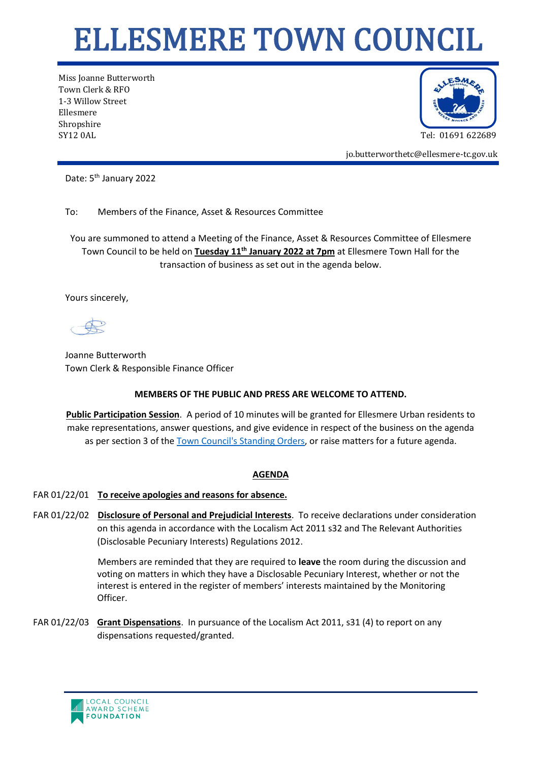# ELLESMERE TOWN COUNCIL

Miss Joanne Butterworth
Town Clerk & RFO
1-3 Willow Street
Ellesmere
Shropshire
SY12 0AL

Tel: 01691 622689

jo.butterworthetc@ellesmere-tc.gov.uk

Date: 5th January 2022

To: Members of the Finance, Asset & Resources Committee

You are summoned to attend a Meeting of the Finance, Asset & Resources Committee of Ellesmere Town Council to be held on **Tuesday 11th January 2022 at 7pm** at Ellesmere Town Hall for the transaction of business as set out in the agenda below.

Yours sincerely,

Joanne Butterworth
Town Clerk & Responsible Finance Officer

**MEMBERS OF THE PUBLIC AND PRESS ARE WELCOME TO ATTEND.**

**Public Participation Session**. A period of 10 minutes will be granted for Ellesmere Urban residents to make representations, answer questions, and give evidence in respect of the business on the agenda as per section 3 of the Town Council's Standing Orders, or raise matters for a future agenda.

## AGENDA

FAR 01/22/01 **To receive apologies and reasons for absence.**

FAR 01/22/02 **Disclosure of Personal and Prejudicial Interests**. To receive declarations under consideration on this agenda in accordance with the Localism Act 2011 s32 and The Relevant Authorities (Disclosable Pecuniary Interests) Regulations 2012.

Members are reminded that they are required to **leave** the room during the discussion and voting on matters in which they have a Disclosable Pecuniary Interest, whether or not the interest is entered in the register of members' interests maintained by the Monitoring Officer.

FAR 01/22/03 **Grant Dispensations**. In pursuance of the Localism Act 2011, s31 (4) to report on any dispensations requested/granted.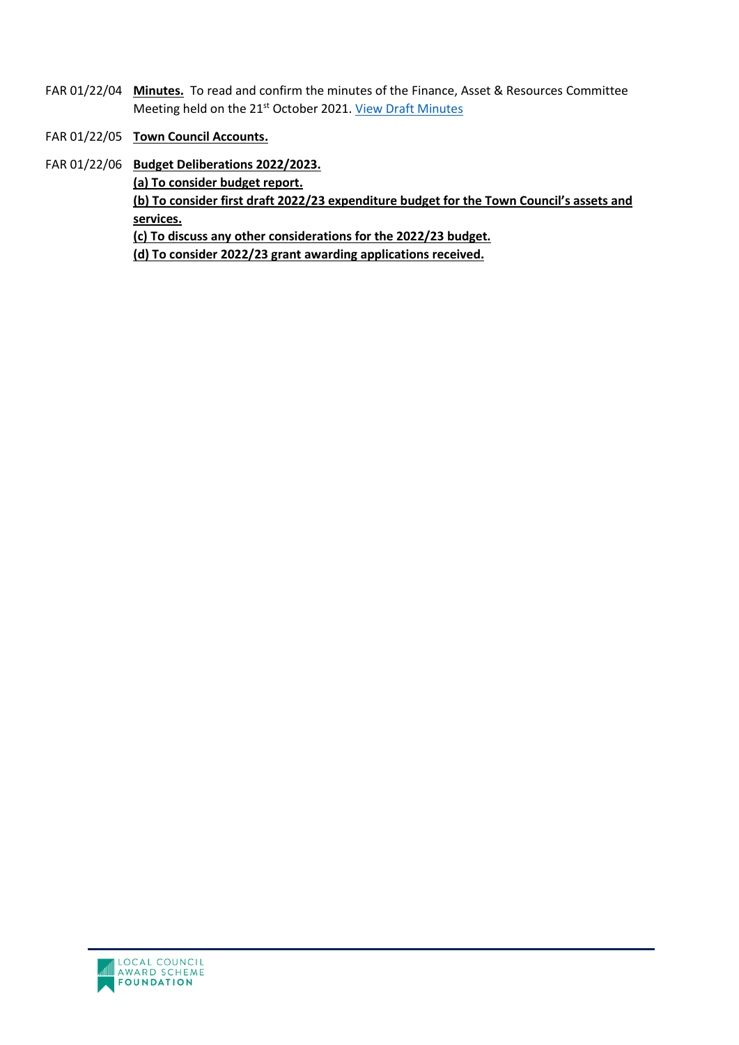FAR 01/22/04 **Minutes.** To read and confirm the minutes of the Finance, Asset & Resources Committee Meeting held on the 21st October 2021. View Draft Minutes

FAR 01/22/05 **Town Council Accounts.**

FAR 01/22/06 **Budget Deliberations 2022/2023.**

**(a) To consider budget report.**

**(b) To consider first draft 2022/23 expenditure budget for the Town Council's assets and services.**

**(c) To discuss any other considerations for the 2022/23 budget.**

**(d) To consider 2022/23 grant awarding applications received.**